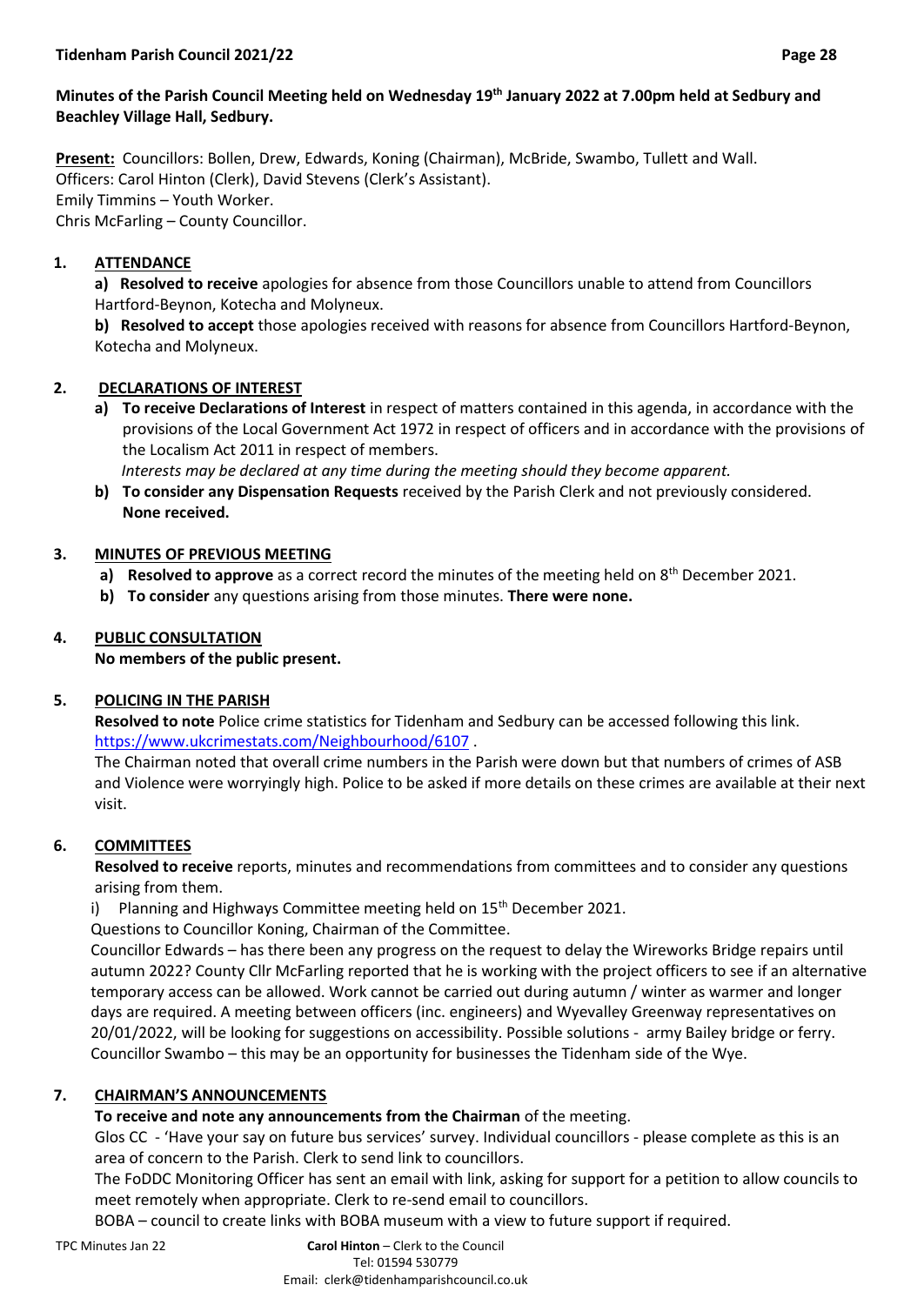**Minutes of the Parish Council Meeting held on Wednesday 19th January 2022 at 7.00pm held at Sedbury and Beachley Village Hall, Sedbury.**

**Present:** Councillors: Bollen, Drew, Edwards, Koning (Chairman), McBride, Swambo, Tullett and Wall.
Officers: Carol Hinton (Clerk), David Stevens (Clerk's Assistant).
Emily Timmins – Youth Worker.
Chris McFarling – County Councillor.

## 1. ATTENDANCE

**a) Resolved to receive** apologies for absence from those Councillors unable to attend from Councillors Hartford-Beynon, Kotecha and Molyneux.

**b) Resolved to accept** those apologies received with reasons for absence from Councillors Hartford-Beynon, Kotecha and Molyneux.

## 2. DECLARATIONS OF INTEREST

a) **To receive Declarations of Interest** in respect of matters contained in this agenda, in accordance with the provisions of the Local Government Act 1972 in respect of officers and in accordance with the provisions of the Localism Act 2011 in respect of members.
*Interests may be declared at any time during the meeting should they become apparent.*

b) **To consider any Dispensation Requests** received by the Parish Clerk and not previously considered. **None received.**

## 3. MINUTES OF PREVIOUS MEETING

a) **Resolved to approve** as a correct record the minutes of the meeting held on 8th December 2021.

b) **To consider** any questions arising from those minutes. **There were none.**

## 4. PUBLIC CONSULTATION

**No members of the public present.**

## 5. POLICING IN THE PARISH

**Resolved to note** Police crime statistics for Tidenham and Sedbury can be accessed following this link. https://www.ukcrimestats.com/Neighbourhood/6107 .

The Chairman noted that overall crime numbers in the Parish were down but that numbers of crimes of ASB and Violence were worryingly high. Police to be asked if more details on these crimes are available at their next visit.

## 6. COMMITTEES

**Resolved to receive** reports, minutes and recommendations from committees and to consider any questions arising from them.

i) Planning and Highways Committee meeting held on 15th December 2021.

Questions to Councillor Koning, Chairman of the Committee.

Councillor Edwards – has there been any progress on the request to delay the Wireworks Bridge repairs until autumn 2022? County Cllr McFarling reported that he is working with the project officers to see if an alternative temporary access can be allowed. Work cannot be carried out during autumn / winter as warmer and longer days are required. A meeting between officers (inc. engineers) and Wyevalley Greenway representatives on 20/01/2022, will be looking for suggestions on accessibility. Possible solutions - army Bailey bridge or ferry. Councillor Swambo – this may be an opportunity for businesses the Tidenham side of the Wye.

## 7. CHAIRMAN'S ANNOUNCEMENTS

**To receive and note any announcements from the Chairman** of the meeting.

Glos CC - 'Have your say on future bus services' survey. Individual councillors - please complete as this is an area of concern to the Parish. Clerk to send link to councillors.

The FoDDC Monitoring Officer has sent an email with link, asking for support for a petition to allow councils to meet remotely when appropriate. Clerk to re-send email to councillors.

BOBA – council to create links with BOBA museum with a view to future support if required.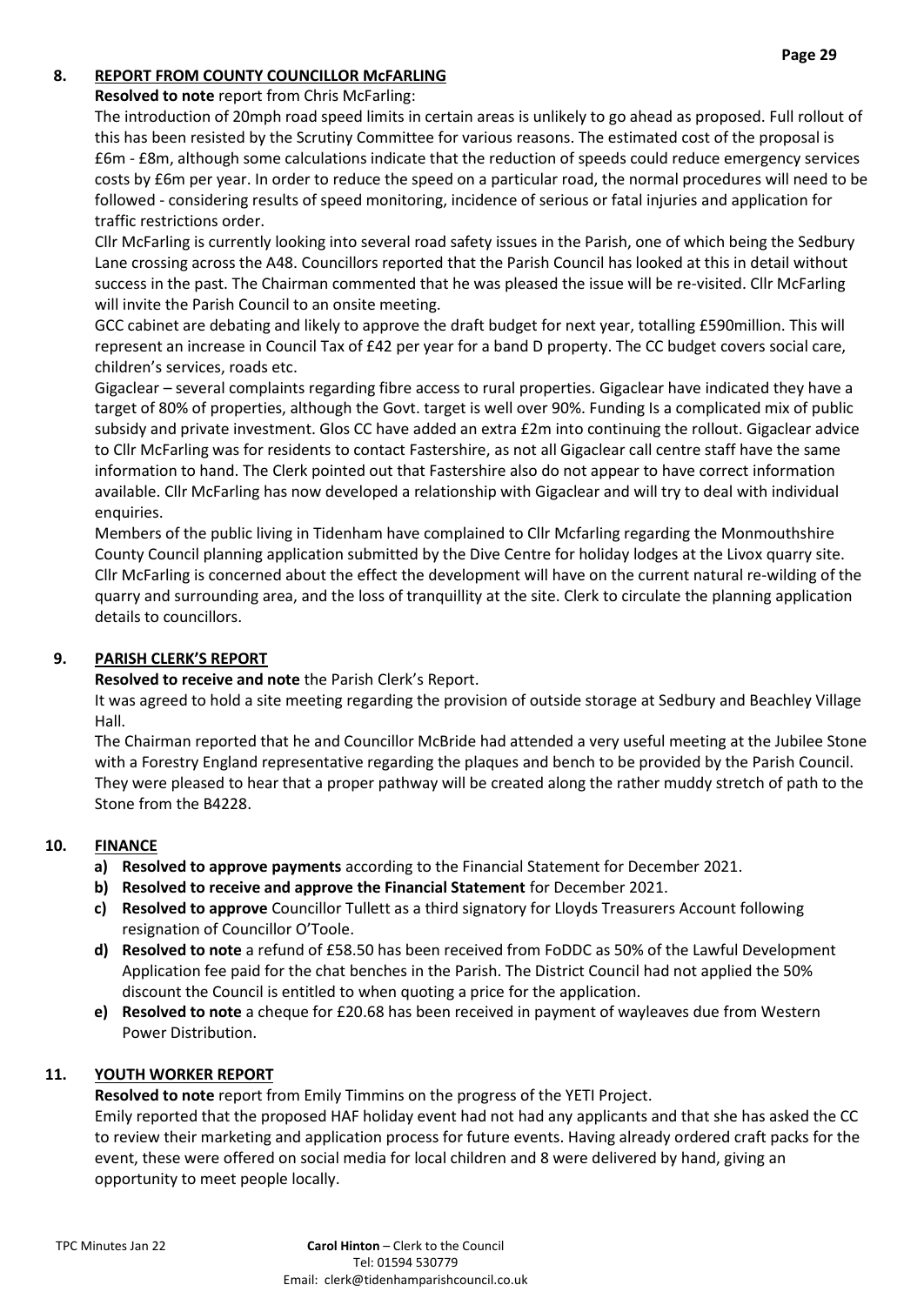## 8. REPORT FROM COUNTY COUNCILLOR McFARLING

**Resolved to note** report from Chris McFarling:

The introduction of 20mph road speed limits in certain areas is unlikely to go ahead as proposed. Full rollout of this has been resisted by the Scrutiny Committee for various reasons. The estimated cost of the proposal is £6m - £8m, although some calculations indicate that the reduction of speeds could reduce emergency services costs by £6m per year. In order to reduce the speed on a particular road, the normal procedures will need to be followed - considering results of speed monitoring, incidence of serious or fatal injuries and application for traffic restrictions order.

Cllr McFarling is currently looking into several road safety issues in the Parish, one of which being the Sedbury Lane crossing across the A48. Councillors reported that the Parish Council has looked at this in detail without success in the past. The Chairman commented that he was pleased the issue will be re-visited. Cllr McFarling will invite the Parish Council to an onsite meeting.

GCC cabinet are debating and likely to approve the draft budget for next year, totalling £590million. This will represent an increase in Council Tax of £42 per year for a band D property. The CC budget covers social care, children's services, roads etc.

Gigaclear – several complaints regarding fibre access to rural properties. Gigaclear have indicated they have a target of 80% of properties, although the Govt. target is well over 90%. Funding Is a complicated mix of public subsidy and private investment. Glos CC have added an extra £2m into continuing the rollout. Gigaclear advice to Cllr McFarling was for residents to contact Fastershire, as not all Gigaclear call centre staff have the same information to hand. The Clerk pointed out that Fastershire also do not appear to have correct information available. Cllr McFarling has now developed a relationship with Gigaclear and will try to deal with individual enquiries.

Members of the public living in Tidenham have complained to Cllr Mcfarling regarding the Monmouthshire County Council planning application submitted by the Dive Centre for holiday lodges at the Livox quarry site. Cllr McFarling is concerned about the effect the development will have on the current natural re-wilding of the quarry and surrounding area, and the loss of tranquillity at the site. Clerk to circulate the planning application details to councillors.

## 9. PARISH CLERK'S REPORT

**Resolved to receive and note** the Parish Clerk's Report.

It was agreed to hold a site meeting regarding the provision of outside storage at Sedbury and Beachley Village Hall.

The Chairman reported that he and Councillor McBride had attended a very useful meeting at the Jubilee Stone with a Forestry England representative regarding the plaques and bench to be provided by the Parish Council. They were pleased to hear that a proper pathway will be created along the rather muddy stretch of path to the Stone from the B4228.

## 10. FINANCE

a) **Resolved to approve payments** according to the Financial Statement for December 2021.

b) **Resolved to receive and approve the Financial Statement** for December 2021.

c) **Resolved to approve** Councillor Tullett as a third signatory for Lloyds Treasurers Account following resignation of Councillor O'Toole.

d) **Resolved to note** a refund of £58.50 has been received from FoDDC as 50% of the Lawful Development Application fee paid for the chat benches in the Parish. The District Council had not applied the 50% discount the Council is entitled to when quoting a price for the application.

e) **Resolved to note** a cheque for £20.68 has been received in payment of wayleaves due from Western Power Distribution.

## 11. YOUTH WORKER REPORT

**Resolved to note** report from Emily Timmins on the progress of the YETI Project.

Emily reported that the proposed HAF holiday event had not had any applicants and that she has asked the CC to review their marketing and application process for future events. Having already ordered craft packs for the event, these were offered on social media for local children and 8 were delivered by hand, giving an opportunity to meet people locally.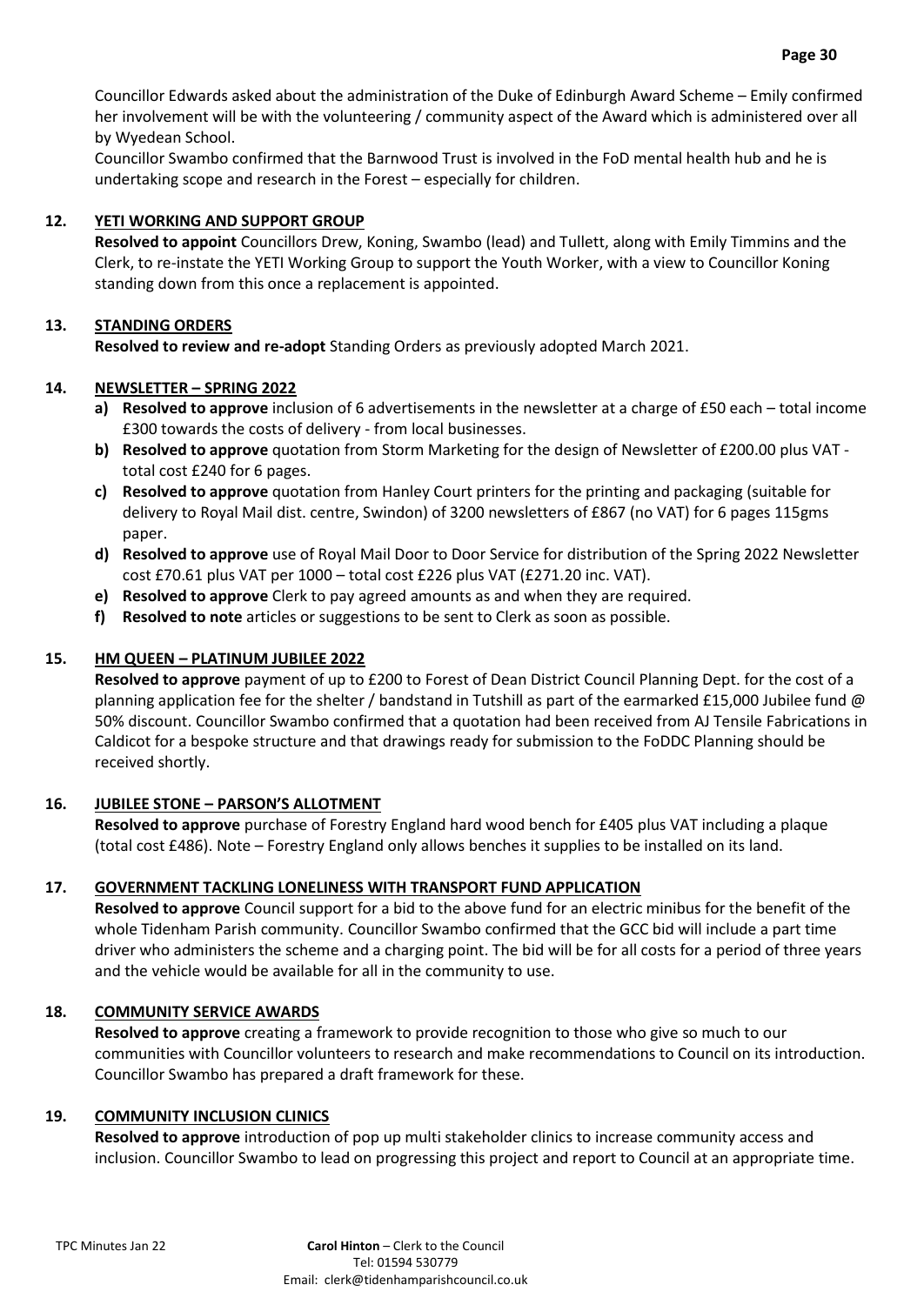Councillor Edwards asked about the administration of the Duke of Edinburgh Award Scheme – Emily confirmed her involvement will be with the volunteering / community aspect of the Award which is administered over all by Wyedean School.

Councillor Swambo confirmed that the Barnwood Trust is involved in the FoD mental health hub and he is undertaking scope and research in the Forest – especially for children.

**12. YETI WORKING AND SUPPORT GROUP**

**Resolved to appoint** Councillors Drew, Koning, Swambo (lead) and Tullett, along with Emily Timmins and the Clerk, to re-instate the YETI Working Group to support the Youth Worker, with a view to Councillor Koning standing down from this once a replacement is appointed.

**13. STANDING ORDERS**

**Resolved to review and re-adopt** Standing Orders as previously adopted March 2021.

**14. NEWSLETTER – SPRING 2022**

a) **Resolved to approve** inclusion of 6 advertisements in the newsletter at a charge of £50 each – total income £300 towards the costs of delivery - from local businesses.
b) **Resolved to approve** quotation from Storm Marketing for the design of Newsletter of £200.00 plus VAT - total cost £240 for 6 pages.
c) **Resolved to approve** quotation from Hanley Court printers for the printing and packaging (suitable for delivery to Royal Mail dist. centre, Swindon) of 3200 newsletters of £867 (no VAT) for 6 pages 115gms paper.
d) **Resolved to approve** use of Royal Mail Door to Door Service for distribution of the Spring 2022 Newsletter cost £70.61 plus VAT per 1000 – total cost £226 plus VAT (£271.20 inc. VAT).
e) **Resolved to approve** Clerk to pay agreed amounts as and when they are required.
f) **Resolved to note** articles or suggestions to be sent to Clerk as soon as possible.

**15. HM QUEEN – PLATINUM JUBILEE 2022**

**Resolved to approve** payment of up to £200 to Forest of Dean District Council Planning Dept. for the cost of a planning application fee for the shelter / bandstand in Tutshill as part of the earmarked £15,000 Jubilee fund @ 50% discount. Councillor Swambo confirmed that a quotation had been received from AJ Tensile Fabrications in Caldicot for a bespoke structure and that drawings ready for submission to the FoDDC Planning should be received shortly.

**16. JUBILEE STONE – PARSON'S ALLOTMENT**

**Resolved to approve** purchase of Forestry England hard wood bench for £405 plus VAT including a plaque (total cost £486). Note – Forestry England only allows benches it supplies to be installed on its land.

**17. GOVERNMENT TACKLING LONELINESS WITH TRANSPORT FUND APPLICATION**

**Resolved to approve** Council support for a bid to the above fund for an electric minibus for the benefit of the whole Tidenham Parish community. Councillor Swambo confirmed that the GCC bid will include a part time driver who administers the scheme and a charging point. The bid will be for all costs for a period of three years and the vehicle would be available for all in the community to use.

**18. COMMUNITY SERVICE AWARDS**

**Resolved to approve** creating a framework to provide recognition to those who give so much to our communities with Councillor volunteers to research and make recommendations to Council on its introduction. Councillor Swambo has prepared a draft framework for these.

**19. COMMUNITY INCLUSION CLINICS**

**Resolved to approve** introduction of pop up multi stakeholder clinics to increase community access and inclusion. Councillor Swambo to lead on progressing this project and report to Council at an appropriate time.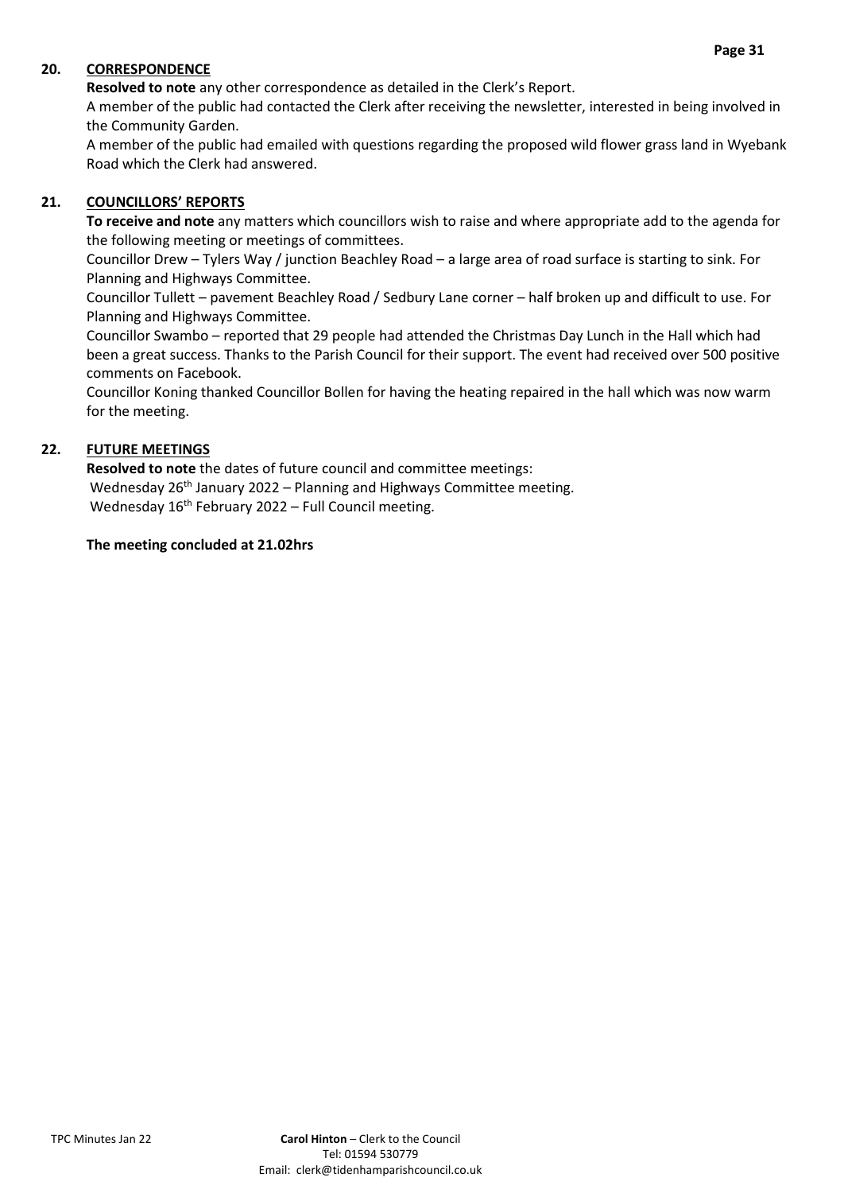## 20. CORRESPONDENCE

**Resolved to note** any other correspondence as detailed in the Clerk's Report.

A member of the public had contacted the Clerk after receiving the newsletter, interested in being involved in the Community Garden.

A member of the public had emailed with questions regarding the proposed wild flower grass land in Wyebank Road which the Clerk had answered.

## 21. COUNCILLORS' REPORTS

**To receive and note** any matters which councillors wish to raise and where appropriate add to the agenda for the following meeting or meetings of committees.

Councillor Drew – Tylers Way / junction Beachley Road – a large area of road surface is starting to sink. For Planning and Highways Committee.

Councillor Tullett – pavement Beachley Road / Sedbury Lane corner – half broken up and difficult to use. For Planning and Highways Committee.

Councillor Swambo – reported that 29 people had attended the Christmas Day Lunch in the Hall which had been a great success. Thanks to the Parish Council for their support. The event had received over 500 positive comments on Facebook.

Councillor Koning thanked Councillor Bollen for having the heating repaired in the hall which was now warm for the meeting.

## 22. FUTURE MEETINGS

**Resolved to note** the dates of future council and committee meetings:

Wednesday 26th January 2022 – Planning and Highways Committee meeting.

Wednesday 16th February 2022 – Full Council meeting.

**The meeting concluded at 21.02hrs**

TPC Minutes Jan 22

**Carol Hinton** – Clerk to the Council
Tel: 01594 530779
Email: clerk@tidenhamparishcouncil.co.uk